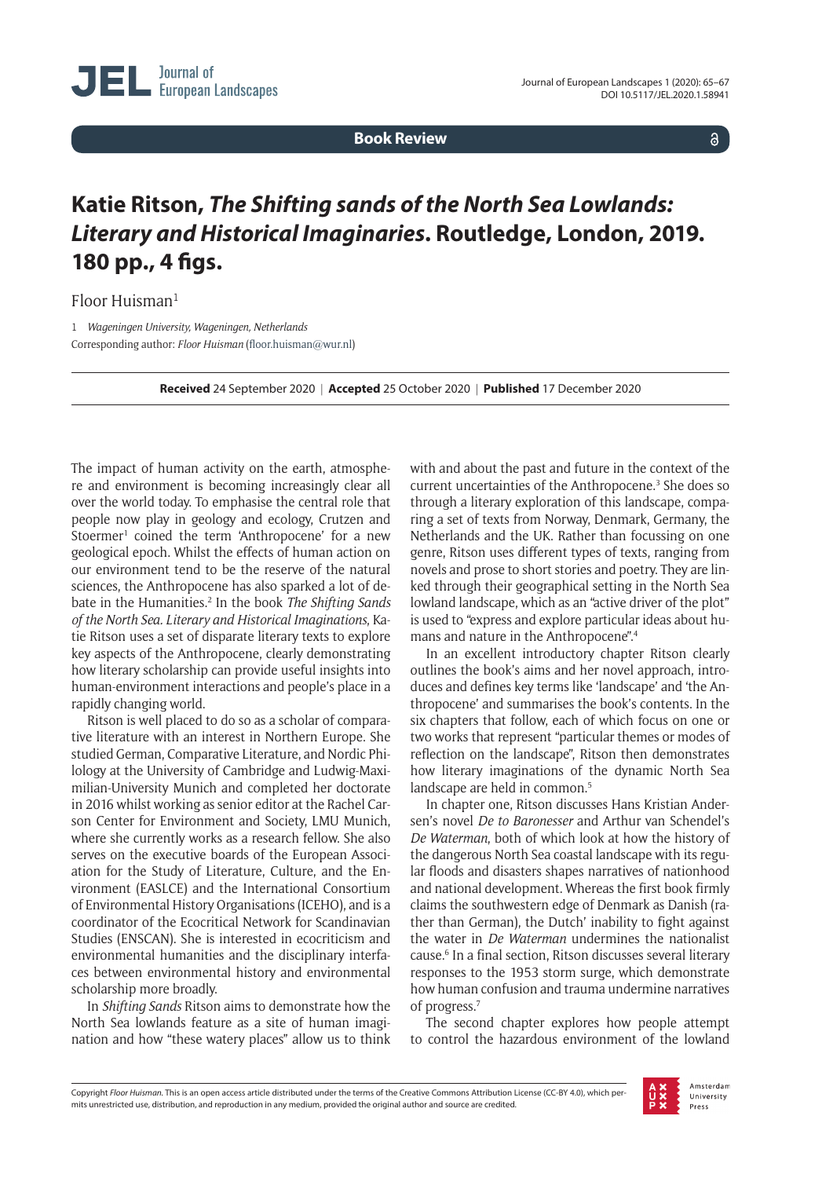**Book Review**

# Katie Ritson, *The Shifting sands of the North Sea Lowlands: Literary and Historical Imaginaries*. Routledge, London, 2019. 180 pp., 4 figs.

Floor Huisman[1]

1 *Wageningen University, Wageningen, Netherlands*

Corresponding author: *Floor Huisman* (floor.huisman@wur.nl)

**Received** 24 September 2020 | **Accepted** 25 October 2020 | **Published** 17 December 2020

The impact of human activity on the earth, atmosphere and environment is becoming increasingly clear all over the world today. To emphasise the central role that people now play in geology and ecology, Crutzen and Stoermer[1] coined the term 'Anthropocene' for a new geological epoch. Whilst the effects of human action on our environment tend to be the reserve of the natural sciences, the Anthropocene has also sparked a lot of debate in the Humanities.[2] In the book *The Shifting Sands of the North Sea. Literary and Historical Imaginations*, Katie Ritson uses a set of disparate literary texts to explore key aspects of the Anthropocene, clearly demonstrating how literary scholarship can provide useful insights into human-environment interactions and people's place in a rapidly changing world.

Ritson is well placed to do so as a scholar of comparative literature with an interest in Northern Europe. She studied German, Comparative Literature, and Nordic Philology at the University of Cambridge and Ludwig-Maximilian-University Munich and completed her doctorate in 2016 whilst working as senior editor at the Rachel Carson Center for Environment and Society, LMU Munich, where she currently works as a research fellow. She also serves on the executive boards of the European Association for the Study of Literature, Culture, and the Environment (EASLCE) and the International Consortium of Environmental History Organisations (ICEHO), and is a coordinator of the Ecocritical Network for Scandinavian Studies (ENSCAN). She is interested in ecocriticism and environmental humanities and the disciplinary interfaces between environmental history and environmental scholarship more broadly.

In *Shifting Sands* Ritson aims to demonstrate how the North Sea lowlands feature as a site of human imagination and how "these watery places" allow us to think with and about the past and future in the context of the current uncertainties of the Anthropocene.[3] She does so through a literary exploration of this landscape, comparing a set of texts from Norway, Denmark, Germany, the Netherlands and the UK. Rather than focussing on one genre, Ritson uses different types of texts, ranging from novels and prose to short stories and poetry. They are linked through their geographical setting in the North Sea lowland landscape, which as an "active driver of the plot" is used to "express and explore particular ideas about humans and nature in the Anthropocene".[4]

In an excellent introductory chapter Ritson clearly outlines the book's aims and her novel approach, introduces and defines key terms like 'landscape' and 'the Anthropocene' and summarises the book's contents. In the six chapters that follow, each of which focus on one or two works that represent "particular themes or modes of reflection on the landscape", Ritson then demonstrates how literary imaginations of the dynamic North Sea landscape are held in common.[5]

In chapter one, Ritson discusses Hans Kristian Andersen's novel *De to Baronesser* and Arthur van Schendel's *De Waterman*, both of which look at how the history of the dangerous North Sea coastal landscape with its regular floods and disasters shapes narratives of nationhood and national development. Whereas the first book firmly claims the southwestern edge of Denmark as Danish (rather than German), the Dutch' inability to fight against the water in *De Waterman* undermines the nationalist cause.[6] In a final section, Ritson discusses several literary responses to the 1953 storm surge, which demonstrate how human confusion and trauma undermine narratives of progress.[7]

The second chapter explores how people attempt to control the hazardous environment of the lowland

Copyright *Floor Huisman*. This is an open access article distributed under the terms of the Creative Commons Attribution License (CC-BY 4.0), which permits unrestricted use, distribution, and reproduction in any medium, provided the original author and source are credited.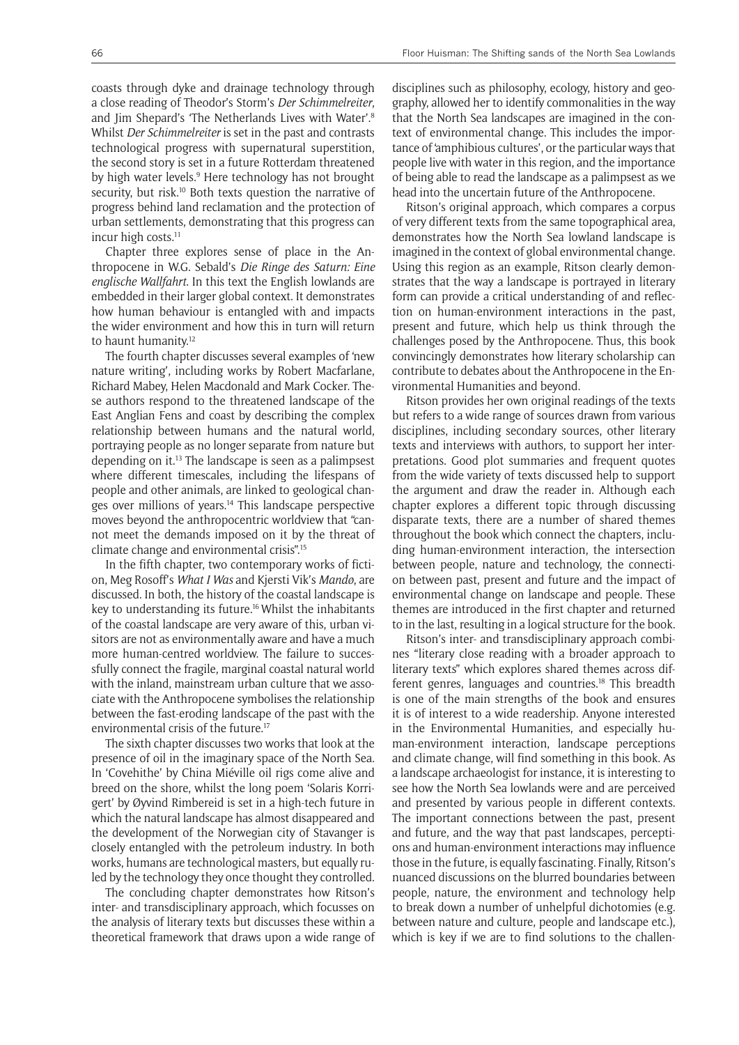coasts through dyke and drainage technology through a close reading of Theodor's Storm's *Der Schimmelreiter*, and Jim Shepard's 'The Netherlands Lives with Water'.[8] Whilst *Der Schimmelreiter* is set in the past and contrasts technological progress with supernatural superstition, the second story is set in a future Rotterdam threatened by high water levels.[9] Here technology has not brought security, but risk.[10] Both texts question the narrative of progress behind land reclamation and the protection of urban settlements, demonstrating that this progress can incur high costs.[11]

Chapter three explores sense of place in the Anthropocene in W.G. Sebald's *Die Ringe des Saturn: Eine englische Wallfahrt*. In this text the English lowlands are embedded in their larger global context. It demonstrates how human behaviour is entangled with and impacts the wider environment and how this in turn will return to haunt humanity.[12]

The fourth chapter discusses several examples of 'new nature writing', including works by Robert Macfarlane, Richard Mabey, Helen Macdonald and Mark Cocker. These authors respond to the threatened landscape of the East Anglian Fens and coast by describing the complex relationship between humans and the natural world, portraying people as no longer separate from nature but depending on it.[13] The landscape is seen as a palimpsest where different timescales, including the lifespans of people and other animals, are linked to geological changes over millions of years.[14] This landscape perspective moves beyond the anthropocentric worldview that "cannot meet the demands imposed on it by the threat of climate change and environmental crisis".[15]

In the fifth chapter, two contemporary works of fiction, Meg Rosoff's *What I Was* and Kjersti Vik's *Mando*, are discussed. In both, the history of the coastal landscape is key to understanding its future.[16] Whilst the inhabitants of the coastal landscape are very aware of this, urban visitors are not as environmentally aware and have a much more human-centred worldview. The failure to successfully connect the fragile, marginal coastal natural world with the inland, mainstream urban culture that we associate with the Anthropocene symbolises the relationship between the fast-eroding landscape of the past with the environmental crisis of the future.[17]

The sixth chapter discusses two works that look at the presence of oil in the imaginary space of the North Sea. In 'Covehithe' by China Miéville oil rigs come alive and breed on the shore, whilst the long poem 'Solaris Korrigert' by Øyvind Rimbereid is set in a high-tech future in which the natural landscape has almost disappeared and the development of the Norwegian city of Stavanger is closely entangled with the petroleum industry. In both works, humans are technological masters, but equally ruled by the technology they once thought they controlled.

The concluding chapter demonstrates how Ritson's inter- and transdisciplinary approach, which focusses on the analysis of literary texts but discusses these within a theoretical framework that draws upon a wide range of disciplines such as philosophy, ecology, history and geography, allowed her to identify commonalities in the way that the North Sea landscapes are imagined in the context of environmental change. This includes the importance of 'amphibious cultures', or the particular ways that people live with water in this region, and the importance of being able to read the landscape as a palimpsest as we head into the uncertain future of the Anthropocene.

Ritson's original approach, which compares a corpus of very different texts from the same topographical area, demonstrates how the North Sea lowland landscape is imagined in the context of global environmental change. Using this region as an example, Ritson clearly demonstrates that the way a landscape is portrayed in literary form can provide a critical understanding of and reflection on human-environment interactions in the past, present and future, which help us think through the challenges posed by the Anthropocene. Thus, this book convincingly demonstrates how literary scholarship can contribute to debates about the Anthropocene in the Environmental Humanities and beyond.

Ritson provides her own original readings of the texts but refers to a wide range of sources drawn from various disciplines, including secondary sources, other literary texts and interviews with authors, to support her interpretations. Good plot summaries and frequent quotes from the wide variety of texts discussed help to support the argument and draw the reader in. Although each chapter explores a different topic through discussing disparate texts, there are a number of shared themes throughout the book which connect the chapters, including human-environment interaction, the intersection between people, nature and technology, the connection between past, present and future and the impact of environmental change on landscape and people. These themes are introduced in the first chapter and returned to in the last, resulting in a logical structure for the book.

Ritson's inter- and transdisciplinary approach combines "literary close reading with a broader approach to literary texts" which explores shared themes across different genres, languages and countries.[18] This breadth is one of the main strengths of the book and ensures it is of interest to a wide readership. Anyone interested in the Environmental Humanities, and especially human-environment interaction, landscape perceptions and climate change, will find something in this book. As a landscape archaeologist for instance, it is interesting to see how the North Sea lowlands were and are perceived and presented by various people in different contexts. The important connections between the past, present and future, and the way that past landscapes, perceptions and human-environment interactions may influence those in the future, is equally fascinating. Finally, Ritson's nuanced discussions on the blurred boundaries between people, nature, the environment and technology help to break down a number of unhelpful dichotomies (e.g. between nature and culture, people and landscape etc.), which is key if we are to find solutions to the challen-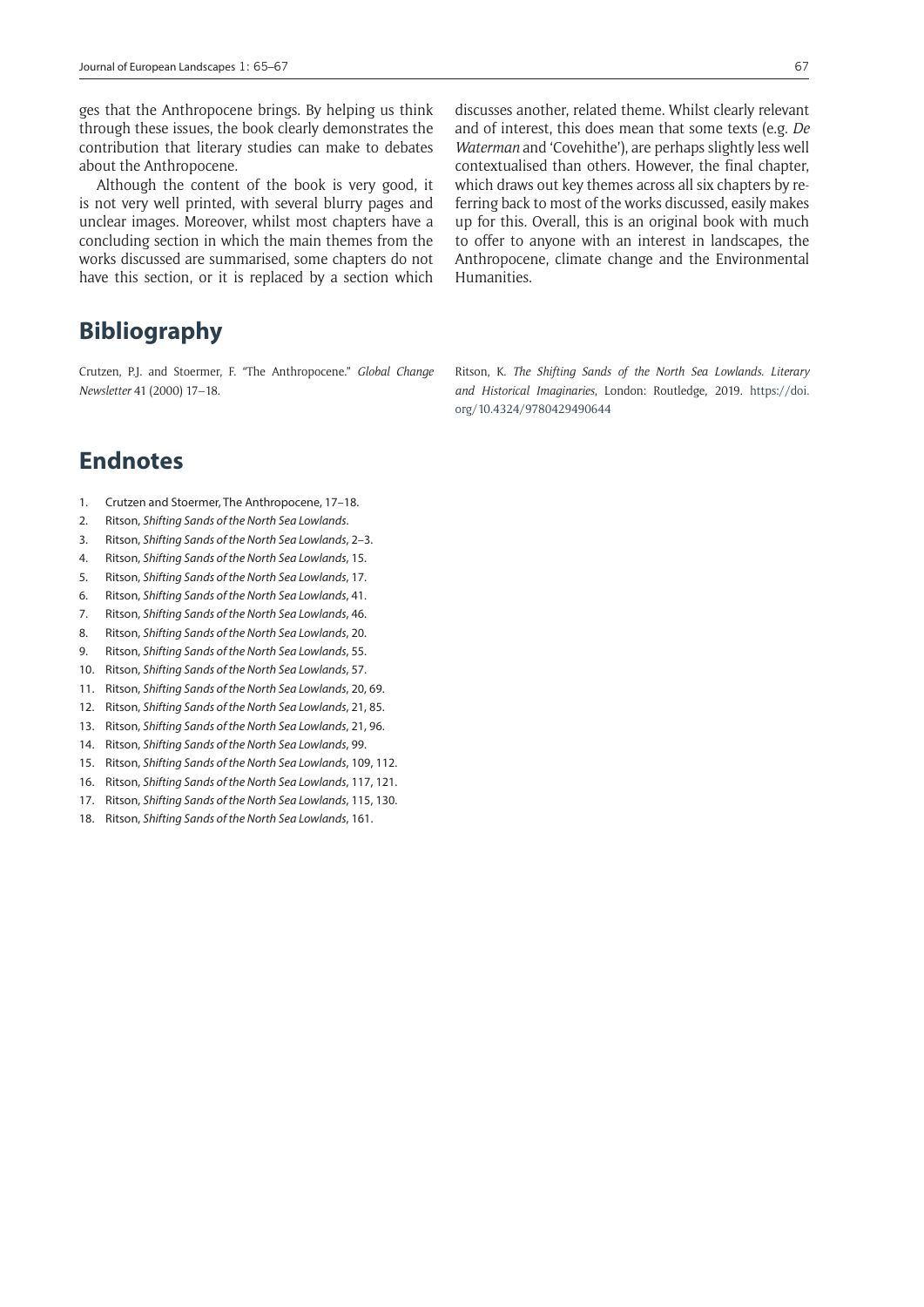ges that the Anthropocene brings. By helping us think through these issues, the book clearly demonstrates the contribution that literary studies can make to debates about the Anthropocene.

Although the content of the book is very good, it is not very well printed, with several blurry pages and unclear images. Moreover, whilst most chapters have a concluding section in which the main themes from the works discussed are summarised, some chapters do not have this section, or it is replaced by a section which discusses another, related theme. Whilst clearly relevant and of interest, this does mean that some texts (e.g. *De Waterman* and 'Covehithe'), are perhaps slightly less well contextualised than others. However, the final chapter, which draws out key themes across all six chapters by referring back to most of the works discussed, easily makes up for this. Overall, this is an original book with much to offer to anyone with an interest in landscapes, the Anthropocene, climate change and the Environmental Humanities.

## Bibliography

Crutzen, P.J. and Stoermer, F. "The Anthropocene." *Global Change Newsletter* 41 (2000) 17–18.

Ritson, K. *The Shifting Sands of the North Sea Lowlands. Literary and Historical Imaginaries*, London: Routledge, 2019. https://doi.org/10.4324/9780429490644

## Endnotes

1. Crutzen and Stoermer, The Anthropocene, 17–18.
2. Ritson, *Shifting Sands of the North Sea Lowlands*.
3. Ritson, *Shifting Sands of the North Sea Lowlands*, 2–3.
4. Ritson, *Shifting Sands of the North Sea Lowlands*, 15.
5. Ritson, *Shifting Sands of the North Sea Lowlands*, 17.
6. Ritson, *Shifting Sands of the North Sea Lowlands*, 41.
7. Ritson, *Shifting Sands of the North Sea Lowlands*, 46.
8. Ritson, *Shifting Sands of the North Sea Lowlands*, 20.
9. Ritson, *Shifting Sands of the North Sea Lowlands*, 55.
10. Ritson, *Shifting Sands of the North Sea Lowlands*, 57.
11. Ritson, *Shifting Sands of the North Sea Lowlands*, 20, 69.
12. Ritson, *Shifting Sands of the North Sea Lowlands*, 21, 85.
13. Ritson, *Shifting Sands of the North Sea Lowlands*, 21, 96.
14. Ritson, *Shifting Sands of the North Sea Lowlands*, 99.
15. Ritson, *Shifting Sands of the North Sea Lowlands*, 109, 112.
16. Ritson, *Shifting Sands of the North Sea Lowlands*, 117, 121.
17. Ritson, *Shifting Sands of the North Sea Lowlands*, 115, 130.
18. Ritson, *Shifting Sands of the North Sea Lowlands*, 161.